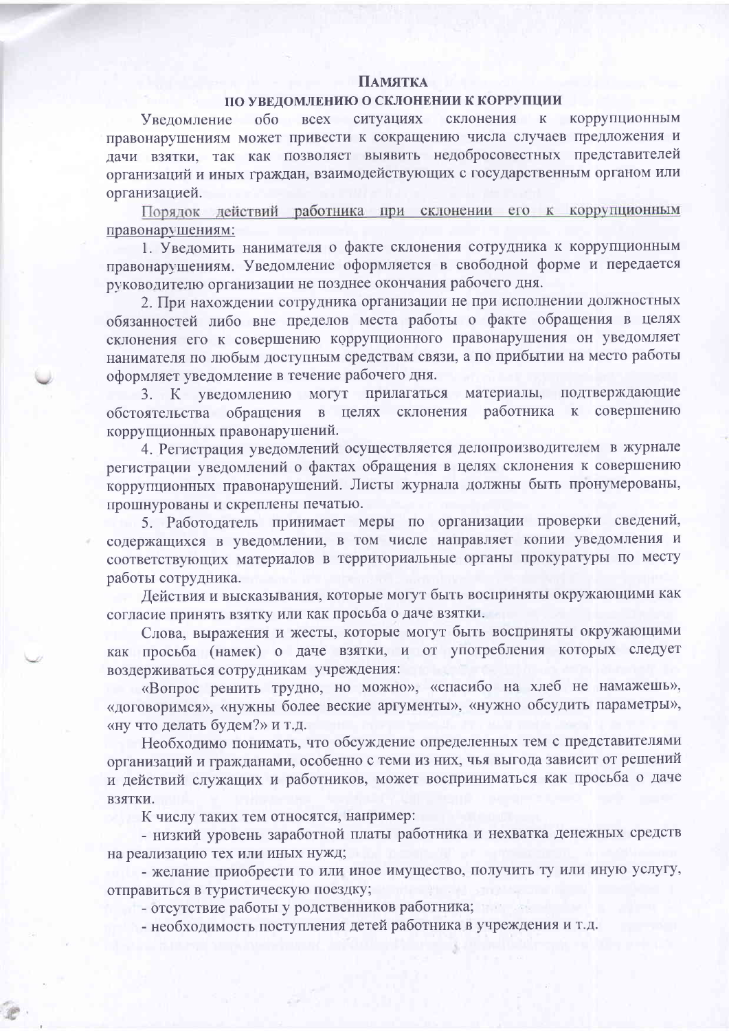# ПАМЯТКА
## ПО УВЕДОМЛЕНИЮ О СКЛОНЕНИИ К КОРРУПЦИИ

Уведомление обо всех ситуациях склонения к коррупционным правонарушениям может привести к сокращению числа случаев предложения и дачи взятки, так как позволяет выявить недобросовестных представителей организаций и иных граждан, взаимодействующих с государственным органом или организацией.

Порядок действий работника при склонении его к коррупционным правонарушениям:

1. Уведомить нанимателя о факте склонения сотрудника к коррупционным правонарушениям. Уведомление оформляется в свободной форме и передается руководителю организации не позднее окончания рабочего дня.
2. При нахождении сотрудника организации не при исполнении должностных обязанностей либо вне пределов места работы о факте обращения в целях склонения его к совершению коррупционного правонарушения он уведомляет нанимателя по любым доступным средствам связи, а по прибытии на место работы оформляет уведомление в течение рабочего дня.
3. К уведомлению могут прилагаться материалы, подтверждающие обстоятельства обращения в целях склонения работника к совершению коррупционных правонарушений.
4. Регистрация уведомлений осуществляется делопроизводителем в журнале регистрации уведомлений о фактах обращения в целях склонения к совершению коррупционных правонарушений. Листы журнала должны быть пронумерованы, прошнурованы и скреплены печатью.
5. Работодатель принимает меры по организации проверки сведений, содержащихся в уведомлении, в том числе направляет копии уведомления и соответствующих материалов в территориальные органы прокуратуры по месту работы сотрудника.

Действия и высказывания, которые могут быть восприняты окружающими как согласие принять взятку или как просьба о даче взятки.

Слова, выражения и жесты, которые могут быть восприняты окружающими как просьба (намек) о даче взятки, и от употребления которых следует воздерживаться сотрудникам учреждения:

«Вопрос решить трудно, но можно», «спасибо на хлеб не намажешь», «договоримся», «нужны более веские аргументы», «нужно обсудить параметры», «ну что делать будем?» и т.д.

Необходимо понимать, что обсуждение определенных тем с представителями организаций и гражданами, особенно с теми из них, чья выгода зависит от решений и действий служащих и работников, может восприниматься как просьба о даче взятки.

К числу таких тем относятся, например:

- низкий уровень заработной платы работника и нехватка денежных средств на реализацию тех или иных нужд;
- желание приобрести то или иное имущество, получить ту или иную услугу, отправиться в туристическую поездку;
- отсутствие работы у родственников работника;
- необходимость поступления детей работника в учреждения и т.д.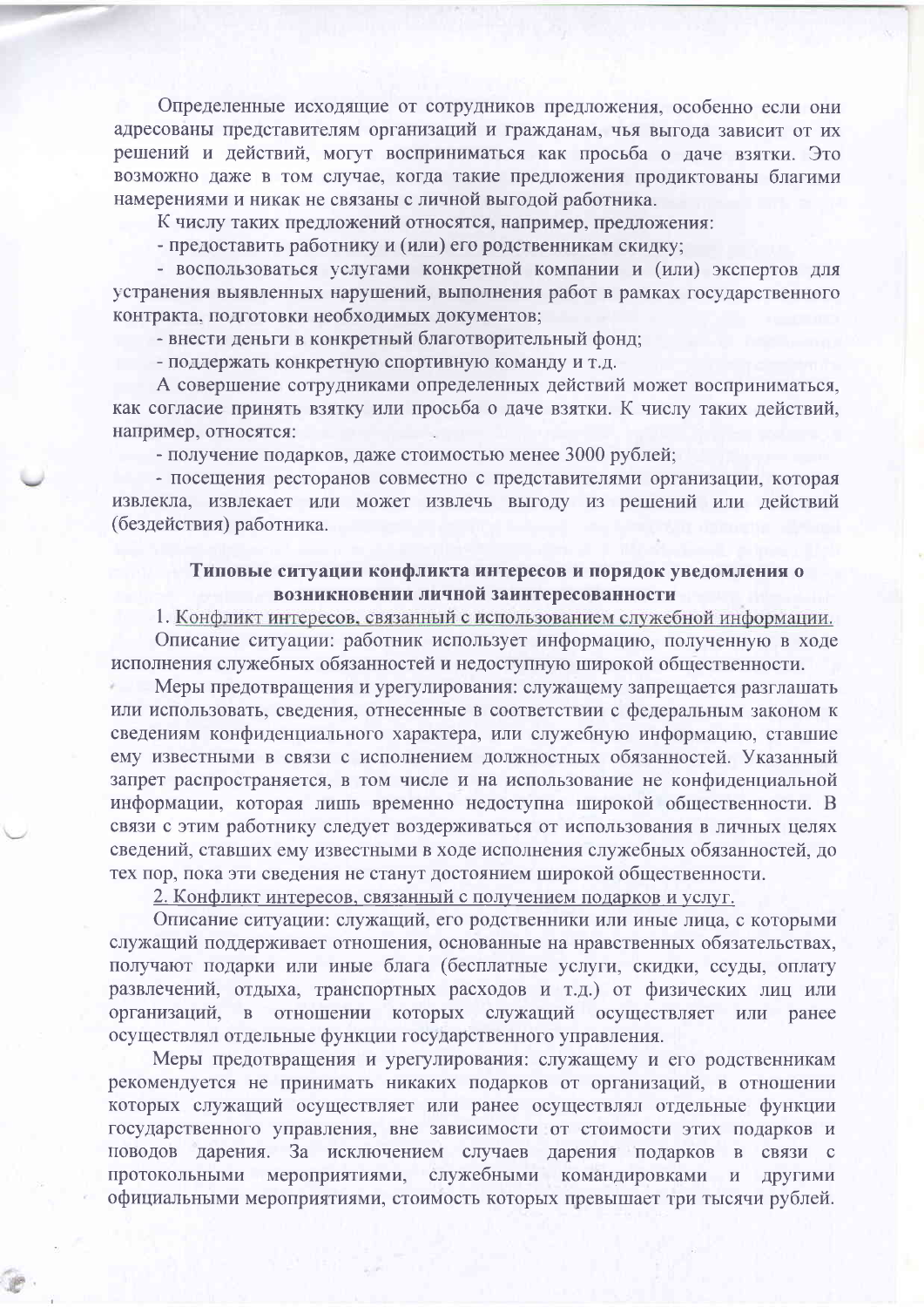Определенные исходящие от сотрудников предложения, особенно если они адресованы представителям организаций и гражданам, чья выгода зависит от их решений и действий, могут восприниматься как просьба о даче взятки. Это возможно даже в том случае, когда такие предложения продиктованы благими намерениями и никак не связаны с личной выгодой работника.

К числу таких предложений относятся, например, предложения:

- предоставить работнику и (или) его родственникам скидку;
- воспользоваться услугами конкретной компании и (или) экспертов для устранения выявленных нарушений, выполнения работ в рамках государственного контракта, подготовки необходимых документов;
- внести деньги в конкретный благотворительный фонд;
- поддержать конкретную спортивную команду и т.д.

А совершение сотрудниками определенных действий может восприниматься, как согласие принять взятку или просьба о даче взятки. К числу таких действий, например, относятся:

- получение подарков, даже стоимостью менее 3000 рублей;
- посещения ресторанов совместно с представителями организации, которая извлекла, извлекает или может извлечь выгоду из решений или действий (бездействия) работника.

**Типовые ситуации конфликта интересов и порядок уведомления о возникновении личной заинтересованности**

1. <u>Конфликт интересов, связанный с использованием служебной информации.</u>

Описание ситуации: работник использует информацию, полученную в ходе исполнения служебных обязанностей и недоступную широкой общественности.

Меры предотвращения и урегулирования: служащему запрещается разглашать или использовать, сведения, отнесенные в соответствии с федеральным законом к сведениям конфиденциального характера, или служебную информацию, ставшие ему известными в связи с исполнением должностных обязанностей. Указанный запрет распространяется, в том числе и на использование не конфиденциальной информации, которая лишь временно недоступна широкой общественности. В связи с этим работнику следует воздерживаться от использования в личных целях сведений, ставших ему известными в ходе исполнения служебных обязанностей, до тех пор, пока эти сведения не станут достоянием широкой общественности.

2. <u>Конфликт интересов, связанный с получением подарков и услуг.</u>

Описание ситуации: служащий, его родственники или иные лица, с которыми служащий поддерживает отношения, основанные на нравственных обязательствах, получают подарки или иные блага (бесплатные услуги, скидки, ссуды, оплату развлечений, отдыха, транспортных расходов и т.д.) от физических лиц или организаций, в отношении которых служащий осуществляет или ранее осуществлял отдельные функции государственного управления.

Меры предотвращения и урегулирования: служащему и его родственникам рекомендуется не принимать никаких подарков от организаций, в отношении которых служащий осуществляет или ранее осуществлял отдельные функции государственного управления, вне зависимости от стоимости этих подарков и поводов дарения. За исключением случаев дарения подарков в связи с протокольными мероприятиями, служебными командировками и другими официальными мероприятиями, стоимость которых превышает три тысячи рублей.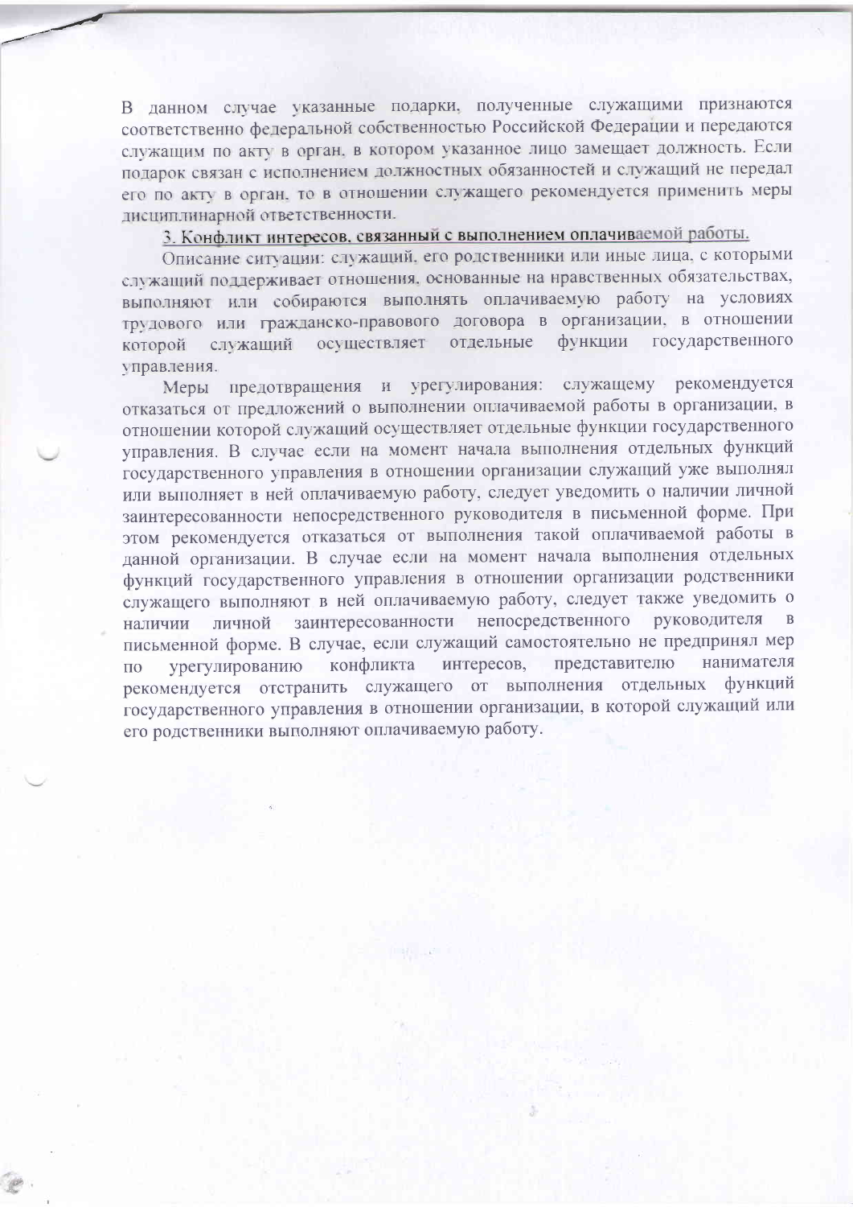В данном случае указанные подарки, полученные служащими признаются соответственно федеральной собственностью Российской Федерации и передаются служащим по акту в орган, в котором указанное лицо замещает должность. Если подарок связан с исполнением должностных обязанностей и служащий не передал его по акту в орган, то в отношении служащего рекомендуется применить меры дисциплинарной ответственности.

3. Конфликт интересов, связанный с выполнением оплачиваемой работы.

Описание ситуации: служащий, его родственники или иные лица, с которыми служащий поддерживает отношения, основанные на нравственных обязательствах, выполняют или собираются выполнять оплачиваемую работу на условиях трудового или гражданско-правового договора в организации, в отношении которой служащий осуществляет отдельные функции государственного управления.

Меры предотвращения и урегулирования: служащему рекомендуется отказаться от предложений о выполнении оплачиваемой работы в организации, в отношении которой служащий осуществляет отдельные функции государственного управления. В случае если на момент начала выполнения отдельных функций государственного управления в отношении организации служащий уже выполнял или выполняет в ней оплачиваемую работу, следует уведомить о наличии личной заинтересованности непосредственного руководителя в письменной форме. При этом рекомендуется отказаться от выполнения такой оплачиваемой работы в данной организации. В случае если на момент начала выполнения отдельных функций государственного управления в отношении организации родственники служащего выполняют в ней оплачиваемую работу, следует также уведомить о наличии личной заинтересованности непосредственного руководителя в письменной форме. В случае, если служащий самостоятельно не предпринял мер по урегулированию конфликта интересов, представителю нанимателя рекомендуется отстранить служащего от выполнения отдельных функций государственного управления в отношении организации, в которой служащий или его родственники выполняют оплачиваемую работу.